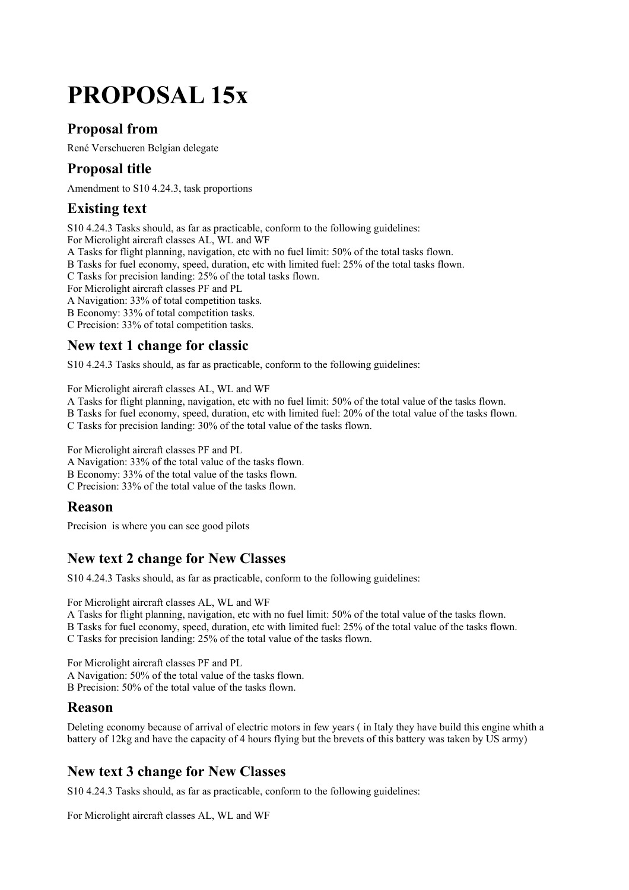# PROPOSAL 15x

## Proposal from

René Verschueren Belgian delegate

## Proposal title

Amendment to S10 4.24.3, task proportions

## Existing text

S10 4.24.3 Tasks should, as far as practicable, conform to the following guidelines:
For Microlight aircraft classes AL, WL and WF
A Tasks for flight planning, navigation, etc with no fuel limit: 50% of the total tasks flown.
B Tasks for fuel economy, speed, duration, etc with limited fuel: 25% of the total tasks flown.
C Tasks for precision landing: 25% of the total tasks flown.
For Microlight aircraft classes PF and PL
A Navigation: 33% of total competition tasks.
B Economy: 33% of total competition tasks.
C Precision: 33% of total competition tasks.

## New text 1 change for classic

S10 4.24.3 Tasks should, as far as practicable, conform to the following guidelines:

For Microlight aircraft classes AL, WL and WF
A Tasks for flight planning, navigation, etc with no fuel limit: 50% of the total value of the tasks flown.
B Tasks for fuel economy, speed, duration, etc with limited fuel: 20% of the total value of the tasks flown.
C Tasks for precision landing: 30% of the total value of the tasks flown.

For Microlight aircraft classes PF and PL
A Navigation: 33% of the total value of the tasks flown.
B Economy: 33% of the total value of the tasks flown.
C Precision: 33% of the total value of the tasks flown.

## Reason

Precision is where you can see good pilots

## New text 2 change for New Classes

S10 4.24.3 Tasks should, as far as practicable, conform to the following guidelines:

For Microlight aircraft classes AL, WL and WF
A Tasks for flight planning, navigation, etc with no fuel limit: 50% of the total value of the tasks flown.
B Tasks for fuel economy, speed, duration, etc with limited fuel: 25% of the total value of the tasks flown.
C Tasks for precision landing: 25% of the total value of the tasks flown.

For Microlight aircraft classes PF and PL
A Navigation: 50% of the total value of the tasks flown.
B Precision: 50% of the total value of the tasks flown.

## Reason

Deleting economy because of arrival of electric motors in few years ( in Italy they have build this engine whith a battery of 12kg and have the capacity of 4 hours flying but the brevets of this battery was taken by US army)

## New text 3 change for New Classes

S10 4.24.3 Tasks should, as far as practicable, conform to the following guidelines:

For Microlight aircraft classes AL, WL and WF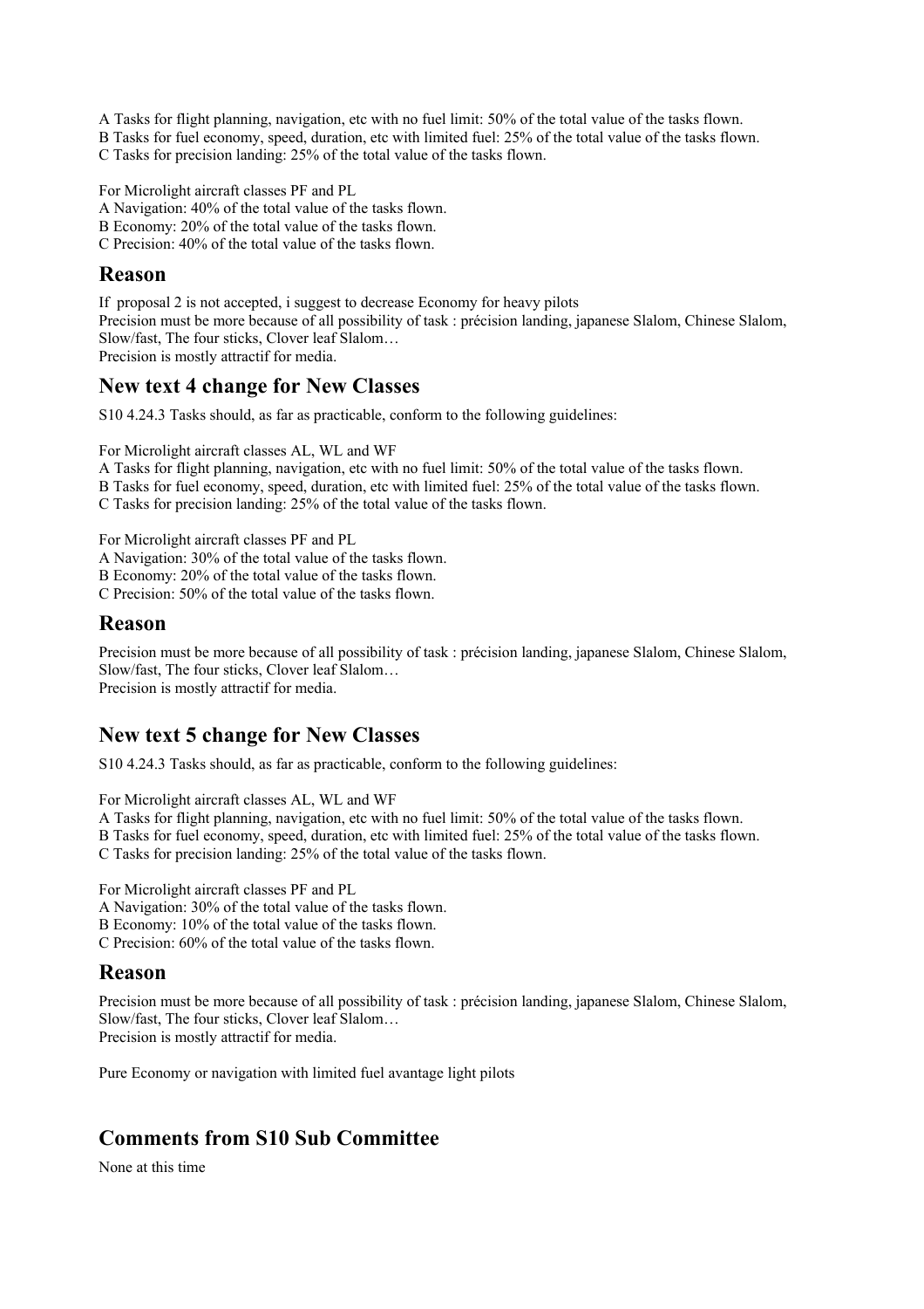A Tasks for flight planning, navigation, etc with no fuel limit: 50% of the total value of the tasks flown.
B Tasks for fuel economy, speed, duration, etc with limited fuel: 25% of the total value of the tasks flown.
C Tasks for precision landing: 25% of the total value of the tasks flown.

For Microlight aircraft classes PF and PL
A Navigation: 40% of the total value of the tasks flown.
B Economy: 20% of the total value of the tasks flown.
C Precision: 40% of the total value of the tasks flown.

## Reason

If proposal 2 is not accepted, i suggest to decrease Economy for heavy pilots
Precision must be more because of all possibility of task : précision landing, japanese Slalom, Chinese Slalom, Slow/fast, The four sticks, Clover leaf Slalom…
Precision is mostly attractif for media.

## New text 4 change for New Classes

S10 4.24.3 Tasks should, as far as practicable, conform to the following guidelines:

For Microlight aircraft classes AL, WL and WF
A Tasks for flight planning, navigation, etc with no fuel limit: 50% of the total value of the tasks flown.
B Tasks for fuel economy, speed, duration, etc with limited fuel: 25% of the total value of the tasks flown.
C Tasks for precision landing: 25% of the total value of the tasks flown.

For Microlight aircraft classes PF and PL
A Navigation: 30% of the total value of the tasks flown.
B Economy: 20% of the total value of the tasks flown.
C Precision: 50% of the total value of the tasks flown.

## Reason

Precision must be more because of all possibility of task : précision landing, japanese Slalom, Chinese Slalom, Slow/fast, The four sticks, Clover leaf Slalom…
Precision is mostly attractif for media.

## New text 5 change for New Classes

S10 4.24.3 Tasks should, as far as practicable, conform to the following guidelines:

For Microlight aircraft classes AL, WL and WF
A Tasks for flight planning, navigation, etc with no fuel limit: 50% of the total value of the tasks flown.
B Tasks for fuel economy, speed, duration, etc with limited fuel: 25% of the total value of the tasks flown.
C Tasks for precision landing: 25% of the total value of the tasks flown.

For Microlight aircraft classes PF and PL
A Navigation: 30% of the total value of the tasks flown.
B Economy: 10% of the total value of the tasks flown.
C Precision: 60% of the total value of the tasks flown.

## Reason

Precision must be more because of all possibility of task : précision landing, japanese Slalom, Chinese Slalom, Slow/fast, The four sticks, Clover leaf Slalom…
Precision is mostly attractif for media.

Pure Economy or navigation with limited fuel avantage light pilots

## Comments from S10 Sub Committee

None at this time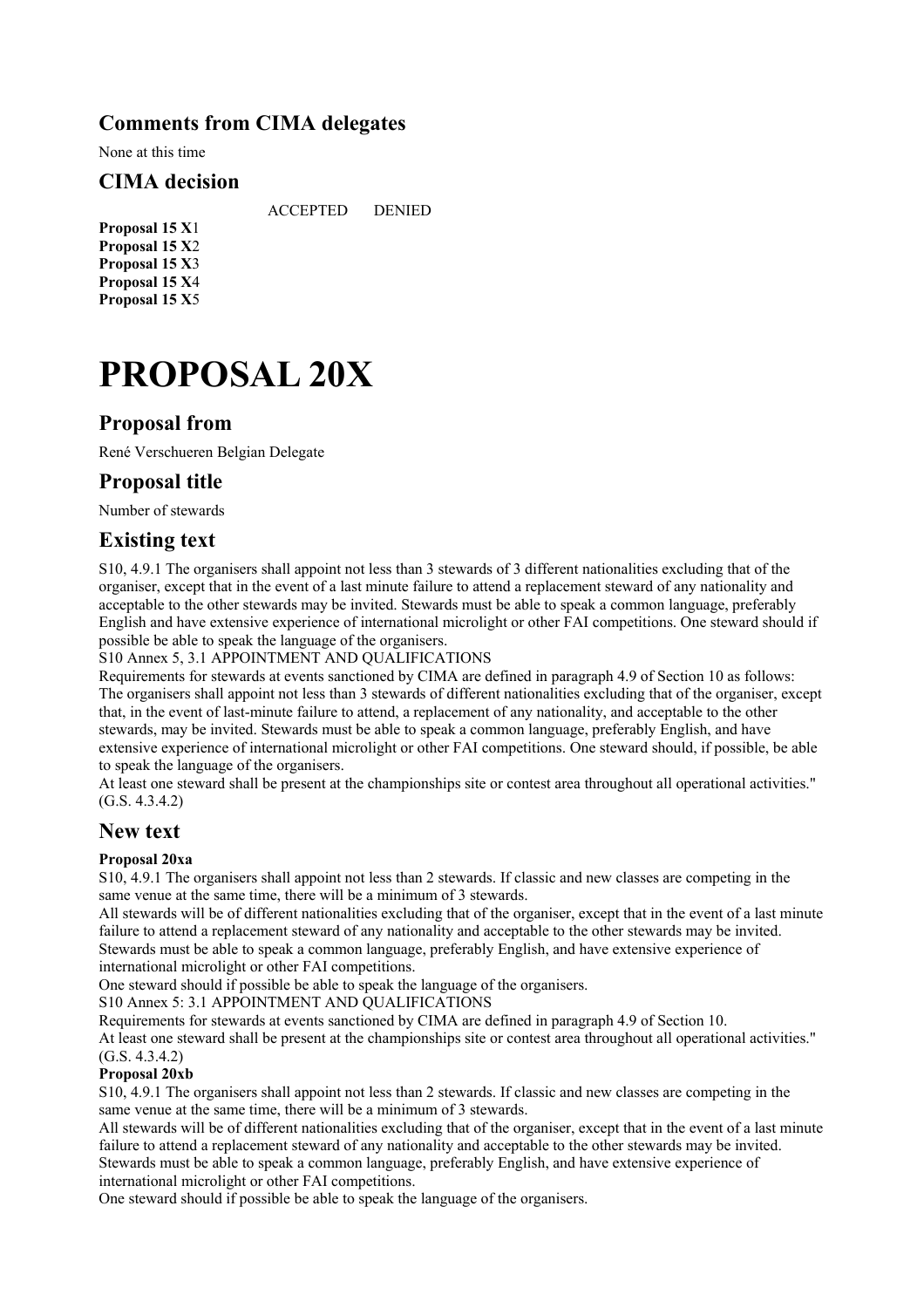## Comments from CIMA delegates

None at this time

## CIMA decision

| | ACCEPTED | DENIED |
|---|---|---|
| **Proposal 15 X**1 | | |
| **Proposal 15 X**2 | | |
| **Proposal 15 X**3 | | |
| **Proposal 15 X**4 | | |
| **Proposal 15 X**5 | | |

# PROPOSAL 20X

## Proposal from

René Verschueren Belgian Delegate

## Proposal title

Number of stewards

## Existing text

S10, 4.9.1 The organisers shall appoint not less than 3 stewards of 3 different nationalities excluding that of the organiser, except that in the event of a last minute failure to attend a replacement steward of any nationality and acceptable to the other stewards may be invited. Stewards must be able to speak a common language, preferably English and have extensive experience of international microlight or other FAI competitions. One steward should if possible be able to speak the language of the organisers.

S10 Annex 5, 3.1 APPOINTMENT AND QUALIFICATIONS

Requirements for stewards at events sanctioned by CIMA are defined in paragraph 4.9 of Section 10 as follows: The organisers shall appoint not less than 3 stewards of different nationalities excluding that of the organiser, except that, in the event of last-minute failure to attend, a replacement of any nationality, and acceptable to the other stewards, may be invited. Stewards must be able to speak a common language, preferably English, and have extensive experience of international microlight or other FAI competitions. One steward should, if possible, be able to speak the language of the organisers.

At least one steward shall be present at the championships site or contest area throughout all operational activities." (G.S. 4.3.4.2)

## New text

**Proposal 20xa**

S10, 4.9.1 The organisers shall appoint not less than 2 stewards. If classic and new classes are competing in the same venue at the same time, there will be a minimum of 3 stewards.

All stewards will be of different nationalities excluding that of the organiser, except that in the event of a last minute failure to attend a replacement steward of any nationality and acceptable to the other stewards may be invited. Stewards must be able to speak a common language, preferably English, and have extensive experience of international microlight or other FAI competitions.

One steward should if possible be able to speak the language of the organisers.

S10 Annex 5: 3.1 APPOINTMENT AND QUALIFICATIONS

Requirements for stewards at events sanctioned by CIMA are defined in paragraph 4.9 of Section 10.

At least one steward shall be present at the championships site or contest area throughout all operational activities." (G.S. 4.3.4.2)

**Proposal 20xb**

S10, 4.9.1 The organisers shall appoint not less than 2 stewards. If classic and new classes are competing in the same venue at the same time, there will be a minimum of 3 stewards.

All stewards will be of different nationalities excluding that of the organiser, except that in the event of a last minute failure to attend a replacement steward of any nationality and acceptable to the other stewards may be invited. Stewards must be able to speak a common language, preferably English, and have extensive experience of international microlight or other FAI competitions.

One steward should if possible be able to speak the language of the organisers.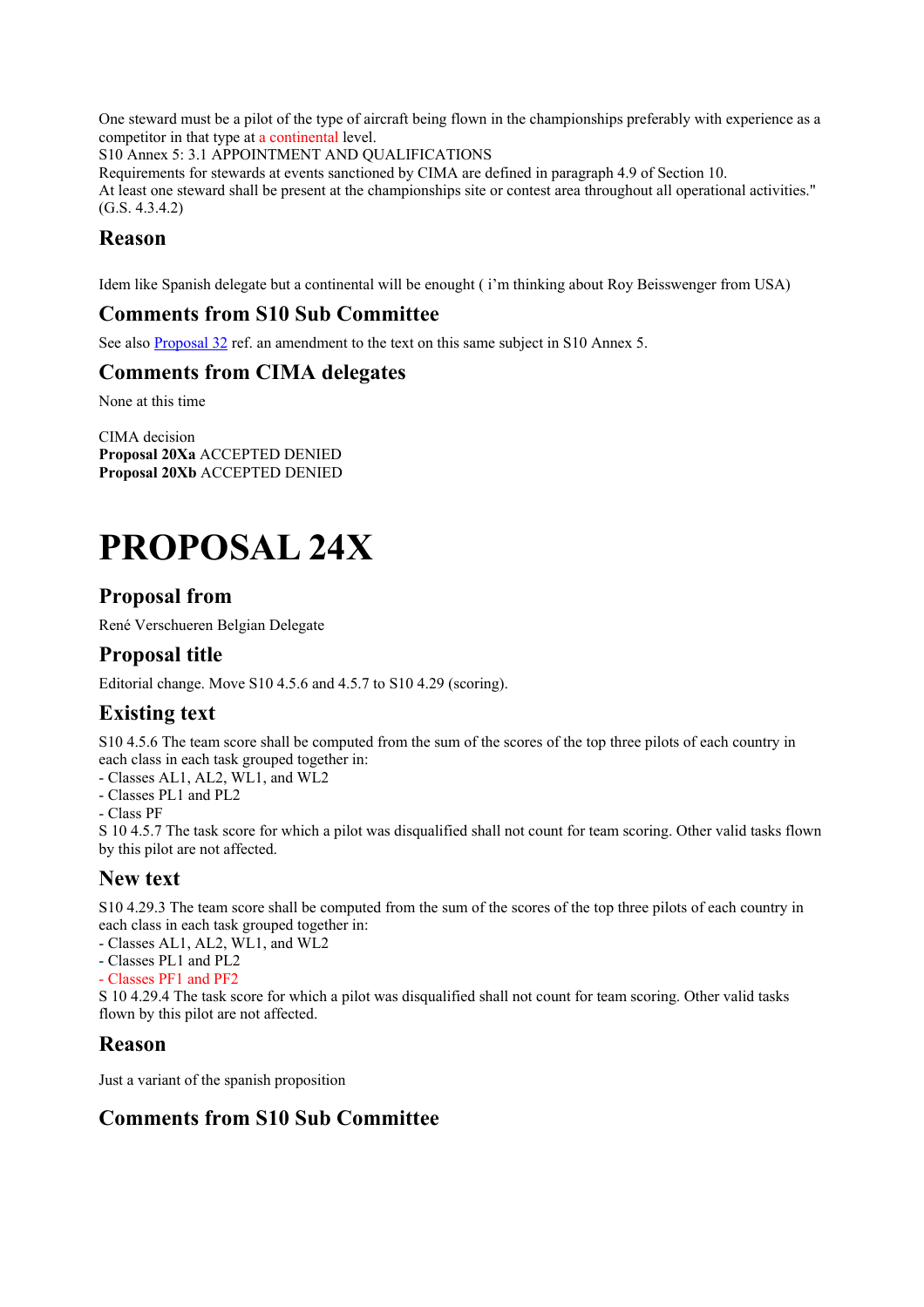One steward must be a pilot of the type of aircraft being flown in the championships preferably with experience as a competitor in that type at a continental level.
S10 Annex 5: 3.1 APPOINTMENT AND QUALIFICATIONS
Requirements for stewards at events sanctioned by CIMA are defined in paragraph 4.9 of Section 10.
At least one steward shall be present at the championships site or contest area throughout all operational activities." (G.S. 4.3.4.2)

## Reason

Idem like Spanish delegate but a continental will be enought ( i'm thinking about Roy Beisswenger from USA)

## Comments from S10 Sub Committee

See also Proposal 32 ref. an amendment to the text on this same subject in S10 Annex 5.

## Comments from CIMA delegates

None at this time

CIMA decision
**Proposal 20Xa** ACCEPTED DENIED
**Proposal 20Xb** ACCEPTED DENIED

# PROPOSAL 24X

## Proposal from

René Verschueren Belgian Delegate

## Proposal title

Editorial change. Move S10 4.5.6 and 4.5.7 to S10 4.29 (scoring).

## Existing text

S10 4.5.6 The team score shall be computed from the sum of the scores of the top three pilots of each country in each class in each task grouped together in:
- Classes AL1, AL2, WL1, and WL2
- Classes PL1 and PL2
- Class PF
S 10 4.5.7 The task score for which a pilot was disqualified shall not count for team scoring. Other valid tasks flown by this pilot are not affected.

## New text

S10 4.29.3 The team score shall be computed from the sum of the scores of the top three pilots of each country in each class in each task grouped together in:
- Classes AL1, AL2, WL1, and WL2
- Classes PL1 and PL2
- Classes PF1 and PF2
S 10 4.29.4 The task score for which a pilot was disqualified shall not count for team scoring. Other valid tasks flown by this pilot are not affected.

## Reason

Just a variant of the spanish proposition

## Comments from S10 Sub Committee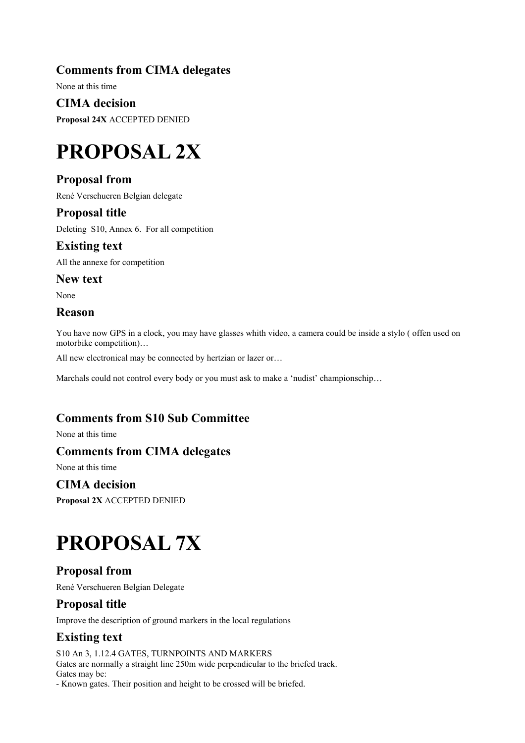### Comments from CIMA delegates

None at this time

### CIMA decision

**Proposal 24X** ACCEPTED DENIED

# PROPOSAL 2X

### Proposal from

René Verschueren Belgian delegate

### Proposal title

Deleting S10, Annex 6. For all competition

### Existing text

All the annexe for competition

### New text

None

### Reason

You have now GPS in a clock, you may have glasses whith video, a camera could be inside a stylo ( offen used on motorbike competition)…

All new electronical may be connected by hertzian or lazer or…

Marchals could not control every body or you must ask to make a 'nudist' championschip…

### Comments from S10 Sub Committee

None at this time

### Comments from CIMA delegates

None at this time

### CIMA decision

**Proposal 2X** ACCEPTED DENIED

# PROPOSAL 7X

### Proposal from

René Verschueren Belgian Delegate

### Proposal title

Improve the description of ground markers in the local regulations

### Existing text

S10 An 3, 1.12.4 GATES, TURNPOINTS AND MARKERS
Gates are normally a straight line 250m wide perpendicular to the briefed track.
Gates may be:
- Known gates. Their position and height to be crossed will be briefed.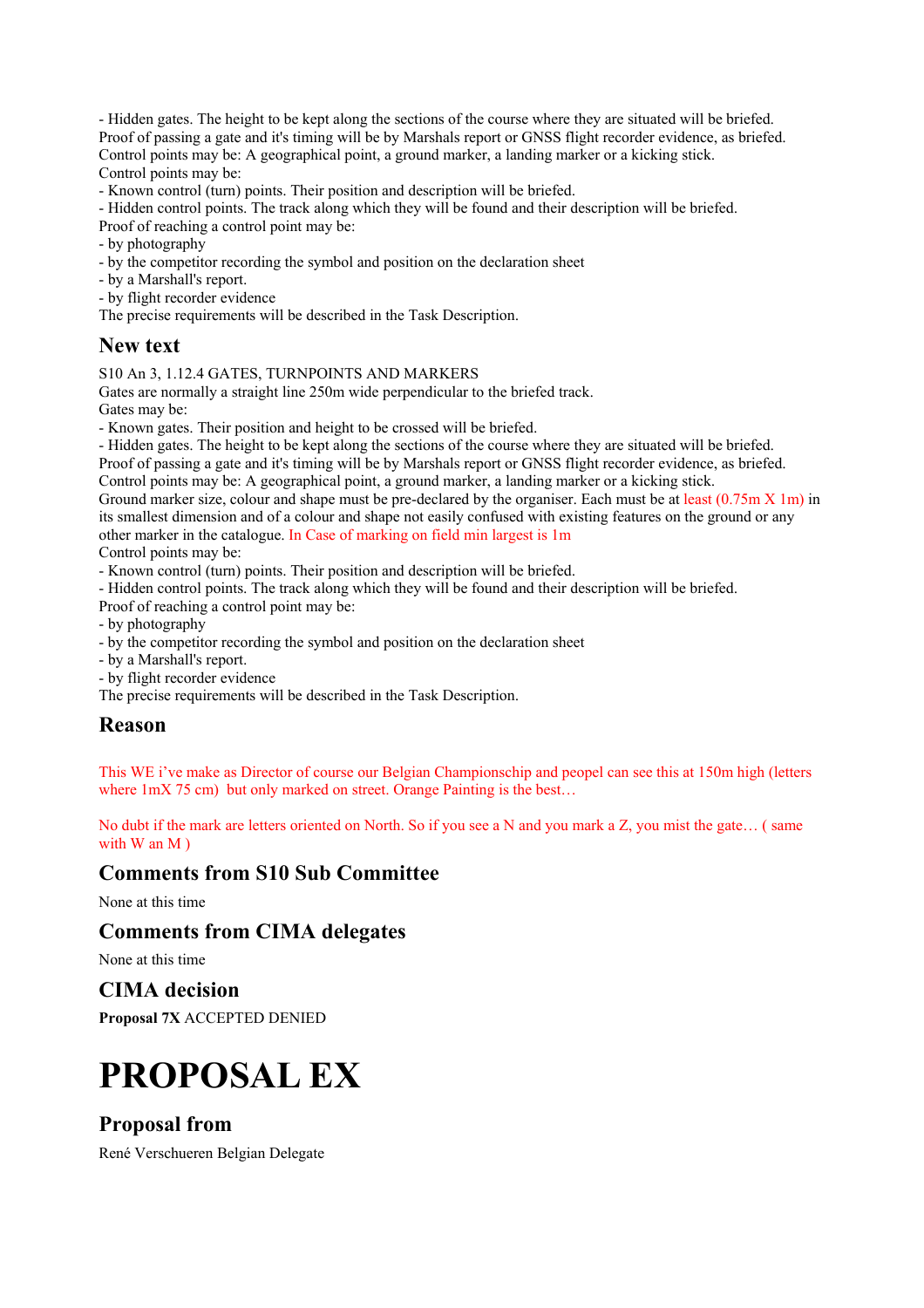- Hidden gates. The height to be kept along the sections of the course where they are situated will be briefed.
Proof of passing a gate and it's timing will be by Marshals report or GNSS flight recorder evidence, as briefed.
Control points may be: A geographical point, a ground marker, a landing marker or a kicking stick.
Control points may be:
- Known control (turn) points. Their position and description will be briefed.
- Hidden control points. The track along which they will be found and their description will be briefed.
Proof of reaching a control point may be:
- by photography
- by the competitor recording the symbol and position on the declaration sheet
- by a Marshall's report.
- by flight recorder evidence
The precise requirements will be described in the Task Description.

## New text

S10 An 3, 1.12.4 GATES, TURNPOINTS AND MARKERS
Gates are normally a straight line 250m wide perpendicular to the briefed track.
Gates may be:
- Known gates. Their position and height to be crossed will be briefed.
- Hidden gates. The height to be kept along the sections of the course where they are situated will be briefed.
Proof of passing a gate and it's timing will be by Marshals report or GNSS flight recorder evidence, as briefed.
Control points may be: A geographical point, a ground marker, a landing marker or a kicking stick.
Ground marker size, colour and shape must be pre-declared by the organiser. Each must be at least (0.75m X 1m) in its smallest dimension and of a colour and shape not easily confused with existing features on the ground or any other marker in the catalogue. In Case of marking on field min largest is 1m
Control points may be:
- Known control (turn) points. Their position and description will be briefed.
- Hidden control points. The track along which they will be found and their description will be briefed.
Proof of reaching a control point may be:
- by photography
- by the competitor recording the symbol and position on the declaration sheet
- by a Marshall's report.
- by flight recorder evidence
The precise requirements will be described in the Task Description.

## Reason

This WE i've make as Director of course our Belgian Championschip and peopel can see this at 150m high (letters where 1mX 75 cm) but only marked on street. Orange Painting is the best…

No dubt if the mark are letters oriented on North. So if you see a N and you mark a Z, you mist the gate… ( same with W an M )

## Comments from S10 Sub Committee

None at this time

## Comments from CIMA delegates

None at this time

## CIMA decision

**Proposal 7X** ACCEPTED DENIED

# PROPOSAL EX

## Proposal from

René Verschueren Belgian Delegate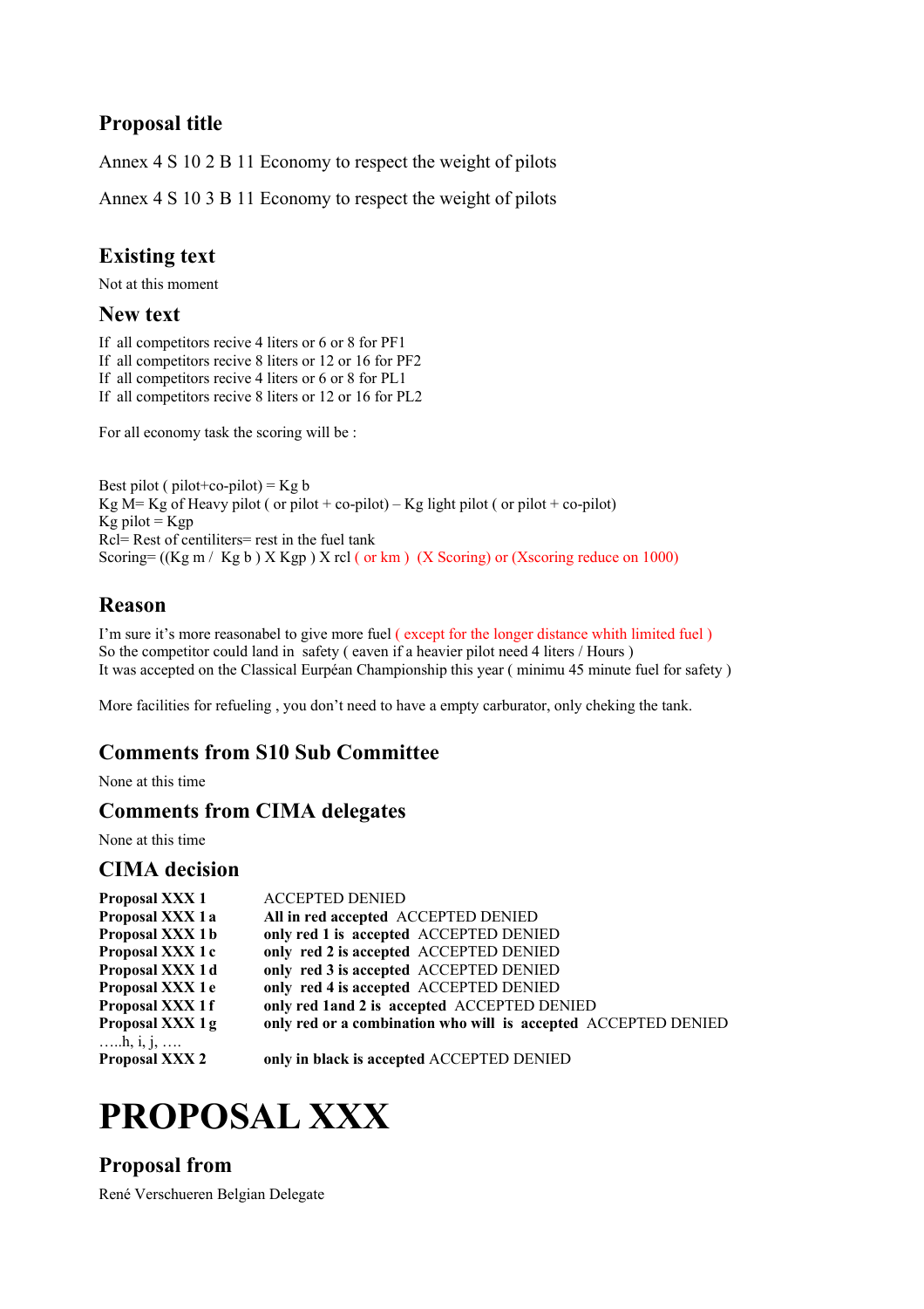## Proposal title

Annex 4 S 10 2 B 11 Economy to respect the weight of pilots

Annex 4 S 10 3 B 11 Economy to respect the weight of pilots

## Existing text

Not at this moment

## New text

If all competitors recive 4 liters or 6 or 8 for PF1
If all competitors recive 8 liters or 12 or 16 for PF2
If all competitors recive 4 liters or 6 or 8 for PL1
If all competitors recive 8 liters or 12 or 16 for PL2

For all economy task the scoring will be :

Best pilot ( pilot+co-pilot) = Kg b
Kg M= Kg of Heavy pilot ( or pilot + co-pilot) – Kg light pilot ( or pilot + co-pilot)
Kg pilot = Kgp
Rcl= Rest of centiliters= rest in the fuel tank
Scoring= ((Kg m / Kg b ) X Kgp ) X rcl ( or km ) (X Scoring) or (Xscoring reduce on 1000)

## Reason

I'm sure it's more reasonabel to give more fuel ( except for the longer distance whith limited fuel )
So the competitor could land in safety ( eaven if a heavier pilot need 4 liters / Hours )
It was accepted on the Classical Eurpéan Championship this year ( minimu 45 minute fuel for safety )

More facilities for refueling , you don't need to have a empty carburator, only cheking the tank.

## Comments from S10 Sub Committee

None at this time

## Comments from CIMA delegates

None at this time

## CIMA decision

| | |
|---|---|
| **Proposal XXX 1** | ACCEPTED DENIED |
| **Proposal XXX 1 a** | **All in red accepted** ACCEPTED DENIED |
| **Proposal XXX 1 b** | **only red 1 is accepted** ACCEPTED DENIED |
| **Proposal XXX 1 c** | **only red 2 is accepted** ACCEPTED DENIED |
| **Proposal XXX 1 d** | **only red 3 is accepted** ACCEPTED DENIED |
| **Proposal XXX 1 e** | **only red 4 is accepted** ACCEPTED DENIED |
| **Proposal XXX 1 f** | **only red 1and 2 is accepted** ACCEPTED DENIED |
| **Proposal XXX 1 g** | **only red or a combination who will is accepted** ACCEPTED DENIED |
| …..h, i, j, …. | |
| **Proposal XXX 2** | **only in black is accepted** ACCEPTED DENIED |

# PROPOSAL XXX

## Proposal from

René Verschueren Belgian Delegate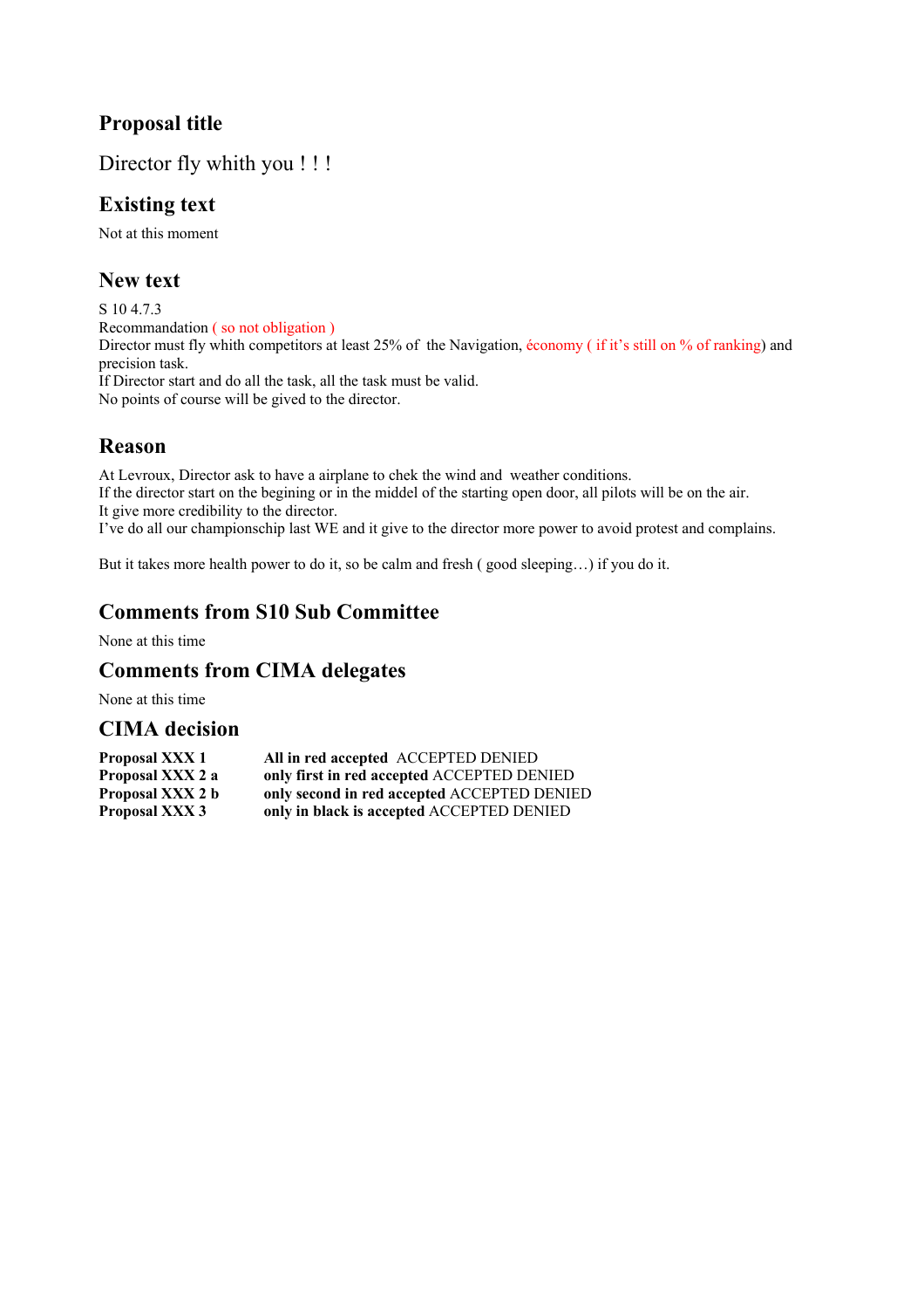## Proposal title

Director fly whith you ! ! !

## Existing text

Not at this moment

## New text

S 10 4.7.3
Recommandation ( so not obligation )
Director must fly whith competitors at least 25% of the Navigation, économy ( if it's still on % of ranking) and precision task.
If Director start and do all the task, all the task must be valid.
No points of course will be gived to the director.

## Reason

At Levroux, Director ask to have a airplane to chek the wind and weather conditions.
If the director start on the begining or in the middel of the starting open door, all pilots will be on the air.
It give more credibility to the director.
I've do all our championscip last WE and it give to the director more power to avoid protest and complains.

But it takes more health power to do it, so be calm and fresh ( good sleeping…) if you do it.

## Comments from S10 Sub Committee

None at this time

## Comments from CIMA delegates

None at this time

## CIMA decision

| | |
|---|---|
| **Proposal XXX 1** | **All in red accepted** ACCEPTED DENIED |
| **Proposal XXX 2 a** | **only first in red accepted** ACCEPTED DENIED |
| **Proposal XXX 2 b** | **only second in red accepted** ACCEPTED DENIED |
| **Proposal XXX 3** | **only in black is accepted** ACCEPTED DENIED |